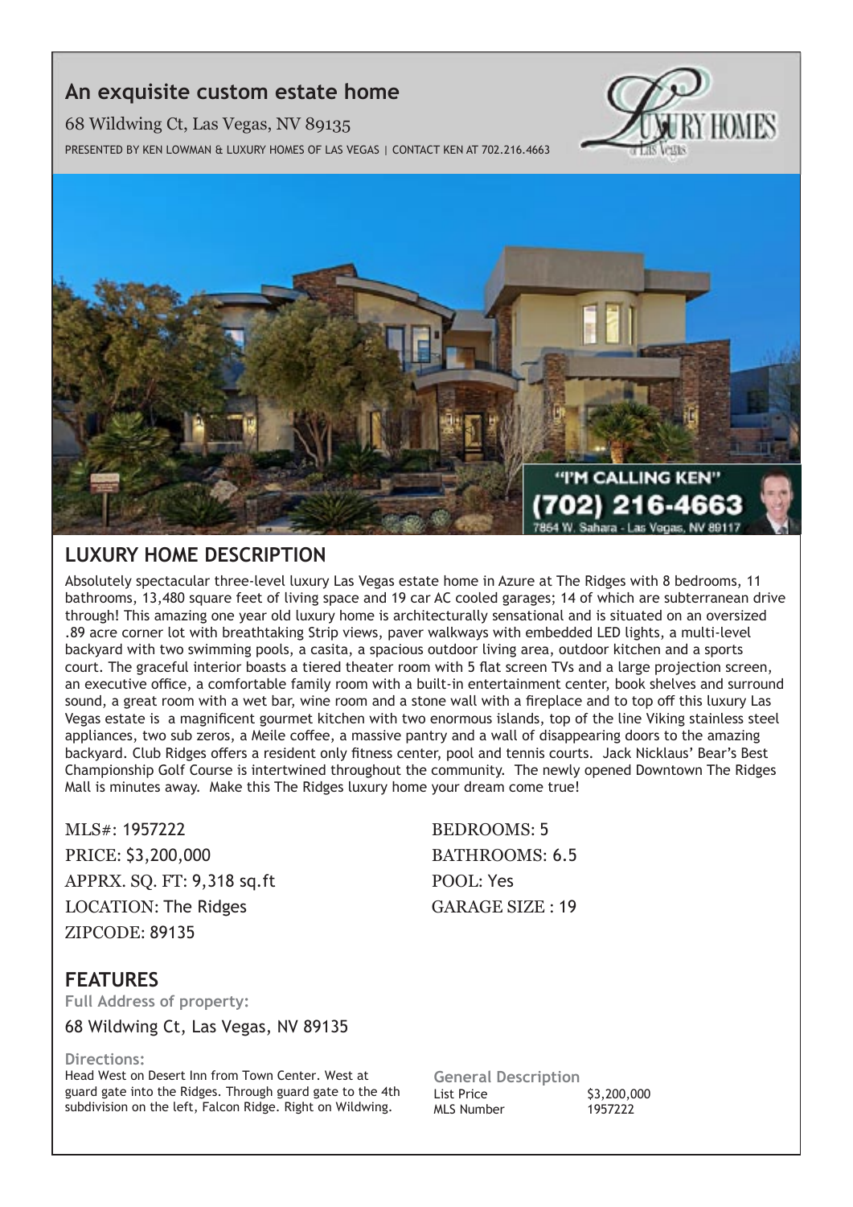## An exquisite custom estate home

68 Wildwing Ct, Las Vegas, NV 89135

PRESENTED BY KEN LOWMAN & LUXURY HOMES OF LAS VEGAS | CONTACT KEN AT 702.216.4663

## LUXURY HOME DESCRIPTION

Absolutely spectacular three-level luxury Las Vegas estate home in Azure at The Ridges with 8 bedrooms, 11 bathrooms, 13,480 square feet of living space and 19 car AC cooled garages; 14 of which are subterranean drive through! This amazing one year old luxury home is architecturally sensational and is situated on an oversized .89 acre corner lot with breathtaking Strip views, paver walkways with embedded LED lights, a multi-level backyard with two swimming pools, a casita, a spacious outdoor living area, outdoor kitchen and a sports court. The graceful interior boasts a tiered theater room with 5 flat screen TVs and a large projection screen, an executive office, a comfortable family room with a built-in entertainment center, book shelves and surround sound, a great room with a wet bar, wine room and a stone wall with a fireplace and to top off this luxury Las Vegas estate is a magnificent gourmet kitchen with two enormous islands, top of the line Viking stainless steel appliances, two sub zeros, a Meile coffee, a massive pantry and a wall of disappearing doors to the amazing backyard. Club Ridges offers a resident only fitness center, pool and tennis courts. Jack Nicklaus' Bear's Best Championship Golf Course is intertwined throughout the community. The newly opened Downtown The Ridges Mall is minutes away. Make this The Ridges luxury home your dream come true!

MLS#: 1957222
PRICE: $3,200,000
APPRX. SQ. FT: 9,318 sq.ft
LOCATION: The Ridges
ZIPCODE: 89135

BEDROOMS: 5
BATHROOMS: 6.5
POOL: Yes
GARAGE SIZE : 19

## FEATURES

**Full Address of property:**

68 Wildwing Ct, Las Vegas, NV 89135

**Directions:**

Head West on Desert Inn from Town Center. West at guard gate into the Ridges. Through guard gate to the 4th subdivision on the left, Falcon Ridge. Right on Wildwing.

**General Description**

| | |
|---|---|
| List Price | $3,200,000 |
| MLS Number | 1957222 |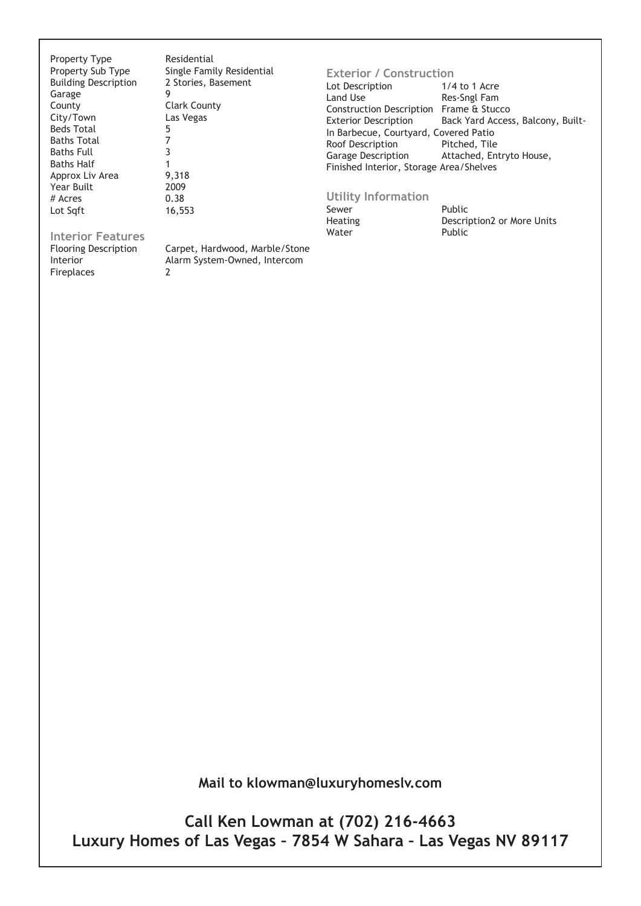| | |
|---|---|
| Property Type | Residential |
| Property Sub Type | Single Family Residential |
| Building Description | 2 Stories, Basement |
| Garage | 9 |
| County | Clark County |
| City/Town | Las Vegas |
| Beds Total | 5 |
| Baths Total | 7 |
| Baths Full | 3 |
| Baths Half | 1 |
| Approx Liv Area | 9,318 |
| Year Built | 2009 |
| # Acres | 0.38 |
| Lot Sqft | 16,553 |

### Interior Features

| | |
|---|---|
| Flooring Description | Carpet, Hardwood, Marble/Stone |
| Interior | Alarm System-Owned, Intercom |
| Fireplaces | 2 |

### Exterior / Construction

| | |
|---|---|
| Lot Description | 1/4 to 1 Acre |
| Land Use | Res-Sngl Fam |
| Construction Description | Frame & Stucco |
| Exterior Description | Back Yard Access, Balcony, Built-In Barbecue, Courtyard, Covered Patio |
| Roof Description | Pitched, Tile |
| Garage Description | Attached, Entryto House, Finished Interior, Storage Area/Shelves |

### Utility Information

| | |
|---|---|
| Sewer | Public |
| Heating | Description2 or More Units |
| Water | Public |

**Mail to klowman@luxuryhomeslv.com**

**Call Ken Lowman at (702) 216-4663**

**Luxury Homes of Las Vegas – 7854 W Sahara – Las Vegas NV 89117**